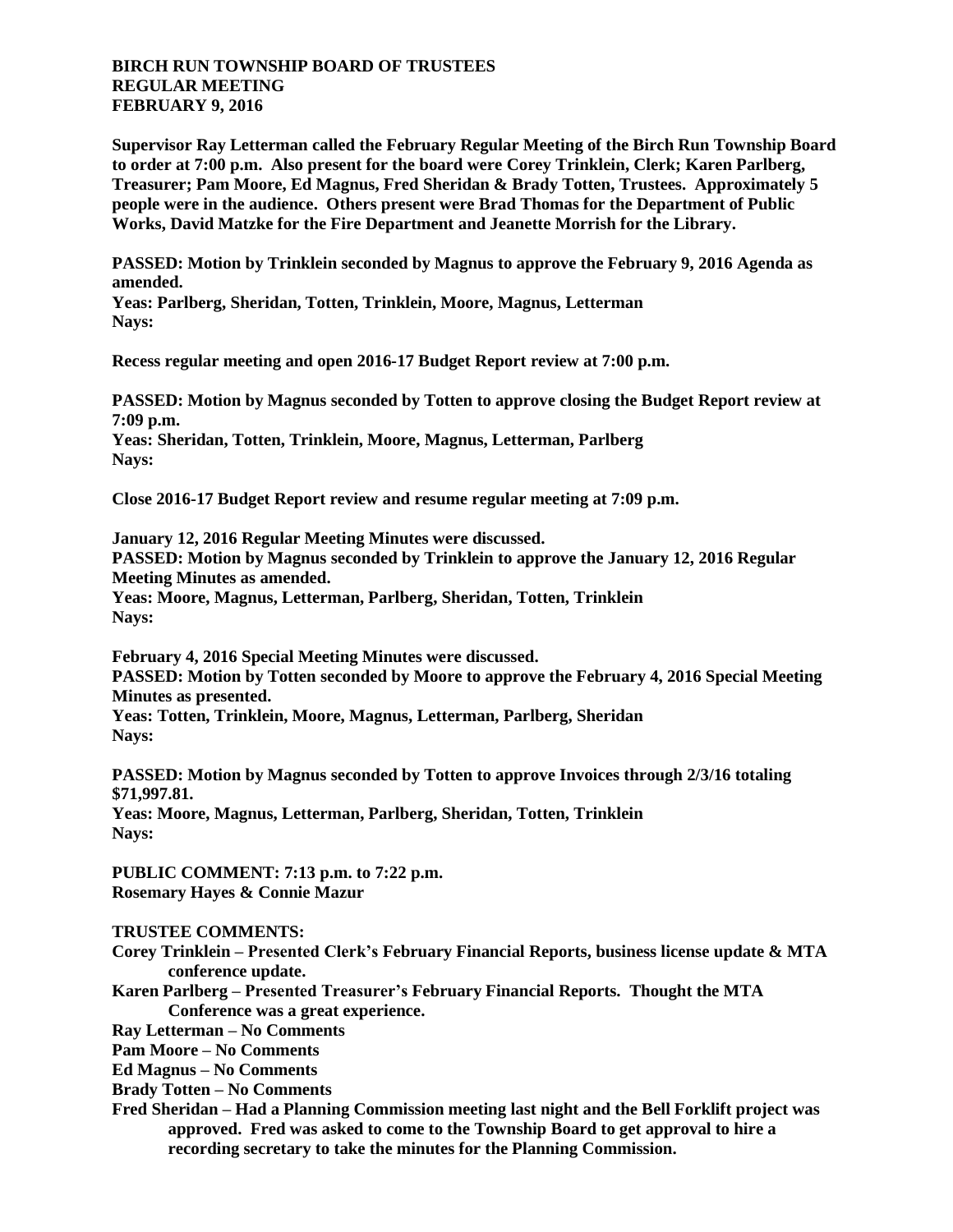**BIRCH RUN TOWNSHIP BOARD OF TRUSTEES**
**REGULAR MEETING**
**FEBRUARY 9, 2016**

**Supervisor Ray Letterman called the February Regular Meeting of the Birch Run Township Board to order at 7:00 p.m. Also present for the board were Corey Trinklein, Clerk; Karen Parlberg, Treasurer; Pam Moore, Ed Magnus, Fred Sheridan & Brady Totten, Trustees. Approximately 5 people were in the audience. Others present were Brad Thomas for the Department of Public Works, David Matzke for the Fire Department and Jeanette Morrish for the Library.**

**PASSED: Motion by Trinklein seconded by Magnus to approve the February 9, 2016 Agenda as amended.**
**Yeas: Parlberg, Sheridan, Totten, Trinklein, Moore, Magnus, Letterman**
**Nays:**

**Recess regular meeting and open 2016-17 Budget Report review at 7:00 p.m.**

**PASSED: Motion by Magnus seconded by Totten to approve closing the Budget Report review at 7:09 p.m.**
**Yeas: Sheridan, Totten, Trinklein, Moore, Magnus, Letterman, Parlberg**
**Nays:**

**Close 2016-17 Budget Report review and resume regular meeting at 7:09 p.m.**

**January 12, 2016 Regular Meeting Minutes were discussed.**
**PASSED: Motion by Magnus seconded by Trinklein to approve the January 12, 2016 Regular Meeting Minutes as amended.**
**Yeas: Moore, Magnus, Letterman, Parlberg, Sheridan, Totten, Trinklein**
**Nays:**

**February 4, 2016 Special Meeting Minutes were discussed.**
**PASSED: Motion by Totten seconded by Moore to approve the February 4, 2016 Special Meeting Minutes as presented.**
**Yeas: Totten, Trinklein, Moore, Magnus, Letterman, Parlberg, Sheridan**
**Nays:**

**PASSED: Motion by Magnus seconded by Totten to approve Invoices through 2/3/16 totaling $71,997.81.**
**Yeas: Moore, Magnus, Letterman, Parlberg, Sheridan, Totten, Trinklein**
**Nays:**

**PUBLIC COMMENT: 7:13 p.m. to 7:22 p.m.**
**Rosemary Hayes & Connie Mazur**

**TRUSTEE COMMENTS:**
**Corey Trinklein – Presented Clerk's February Financial Reports, business license update & MTA conference update.**
**Karen Parlberg – Presented Treasurer's February Financial Reports. Thought the MTA Conference was a great experience.**
**Ray Letterman – No Comments**
**Pam Moore – No Comments**
**Ed Magnus – No Comments**
**Brady Totten – No Comments**
**Fred Sheridan – Had a Planning Commission meeting last night and the Bell Forklift project was approved. Fred was asked to come to the Township Board to get approval to hire a recording secretary to take the minutes for the Planning Commission.**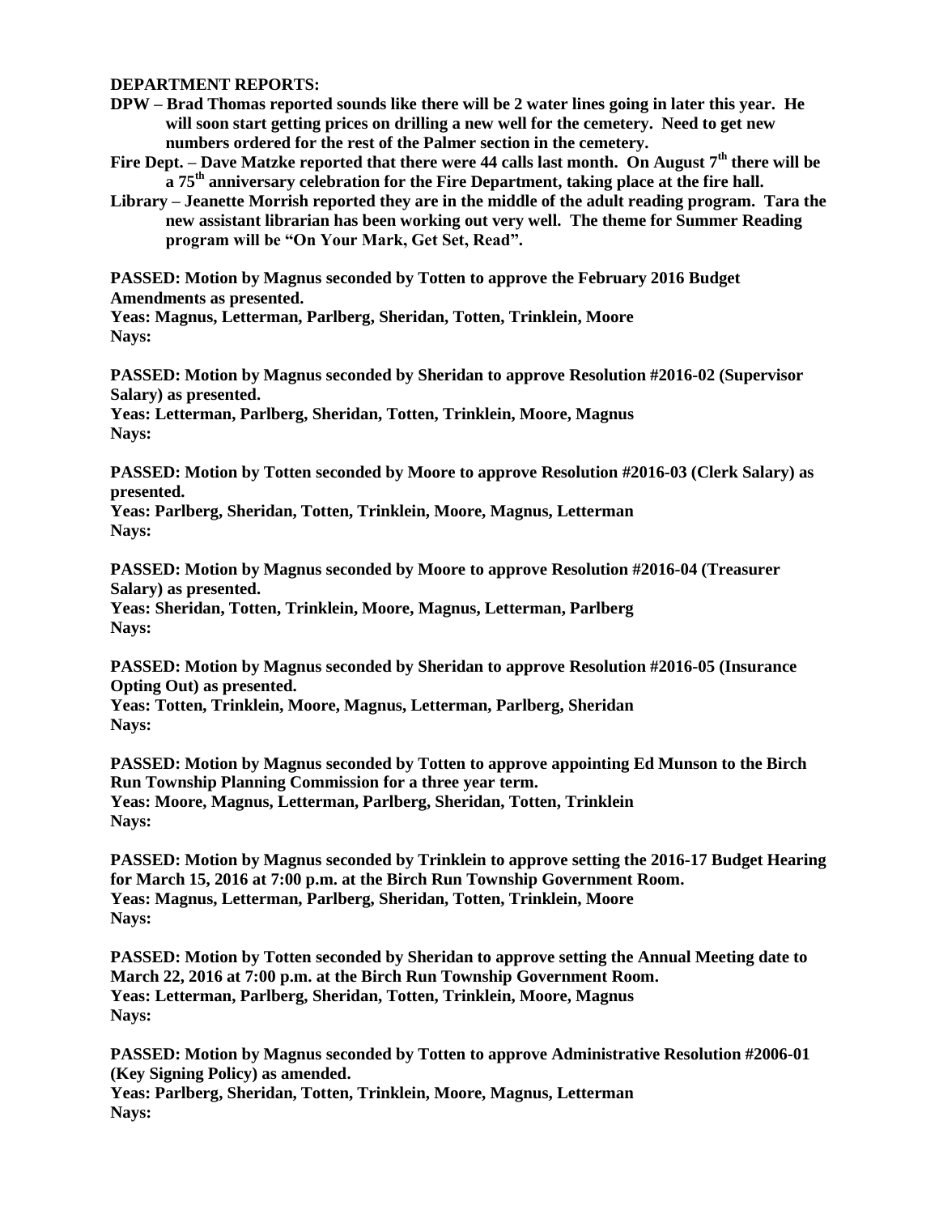**DEPARTMENT REPORTS:**

**DPW – Brad Thomas reported sounds like there will be 2 water lines going in later this year. He will soon start getting prices on drilling a new well for the cemetery. Need to get new numbers ordered for the rest of the Palmer section in the cemetery.**

**Fire Dept. – Dave Matzke reported that there were 44 calls last month. On August 7th there will be a 75th anniversary celebration for the Fire Department, taking place at the fire hall.**

**Library – Jeanette Morrish reported they are in the middle of the adult reading program. Tara the new assistant librarian has been working out very well. The theme for Summer Reading program will be "On Your Mark, Get Set, Read".**

**PASSED: Motion by Magnus seconded by Totten to approve the February 2016 Budget Amendments as presented.**
**Yeas: Magnus, Letterman, Parlberg, Sheridan, Totten, Trinklein, Moore**
**Nays:**

**PASSED: Motion by Magnus seconded by Sheridan to approve Resolution #2016-02 (Supervisor Salary) as presented.**
**Yeas: Letterman, Parlberg, Sheridan, Totten, Trinklein, Moore, Magnus**
**Nays:**

**PASSED: Motion by Totten seconded by Moore to approve Resolution #2016-03 (Clerk Salary) as presented.**
**Yeas: Parlberg, Sheridan, Totten, Trinklein, Moore, Magnus, Letterman**
**Nays:**

**PASSED: Motion by Magnus seconded by Moore to approve Resolution #2016-04 (Treasurer Salary) as presented.**
**Yeas: Sheridan, Totten, Trinklein, Moore, Magnus, Letterman, Parlberg**
**Nays:**

**PASSED: Motion by Magnus seconded by Sheridan to approve Resolution #2016-05 (Insurance Opting Out) as presented.**
**Yeas: Totten, Trinklein, Moore, Magnus, Letterman, Parlberg, Sheridan**
**Nays:**

**PASSED: Motion by Magnus seconded by Totten to approve appointing Ed Munson to the Birch Run Township Planning Commission for a three year term.**
**Yeas: Moore, Magnus, Letterman, Parlberg, Sheridan, Totten, Trinklein**
**Nays:**

**PASSED: Motion by Magnus seconded by Trinklein to approve setting the 2016-17 Budget Hearing for March 15, 2016 at 7:00 p.m. at the Birch Run Township Government Room.**
**Yeas: Magnus, Letterman, Parlberg, Sheridan, Totten, Trinklein, Moore**
**Nays:**

**PASSED: Motion by Totten seconded by Sheridan to approve setting the Annual Meeting date to March 22, 2016 at 7:00 p.m. at the Birch Run Township Government Room.**
**Yeas: Letterman, Parlberg, Sheridan, Totten, Trinklein, Moore, Magnus**
**Nays:**

**PASSED: Motion by Magnus seconded by Totten to approve Administrative Resolution #2006-01 (Key Signing Policy) as amended.**
**Yeas: Parlberg, Sheridan, Totten, Trinklein, Moore, Magnus, Letterman**
**Nays:**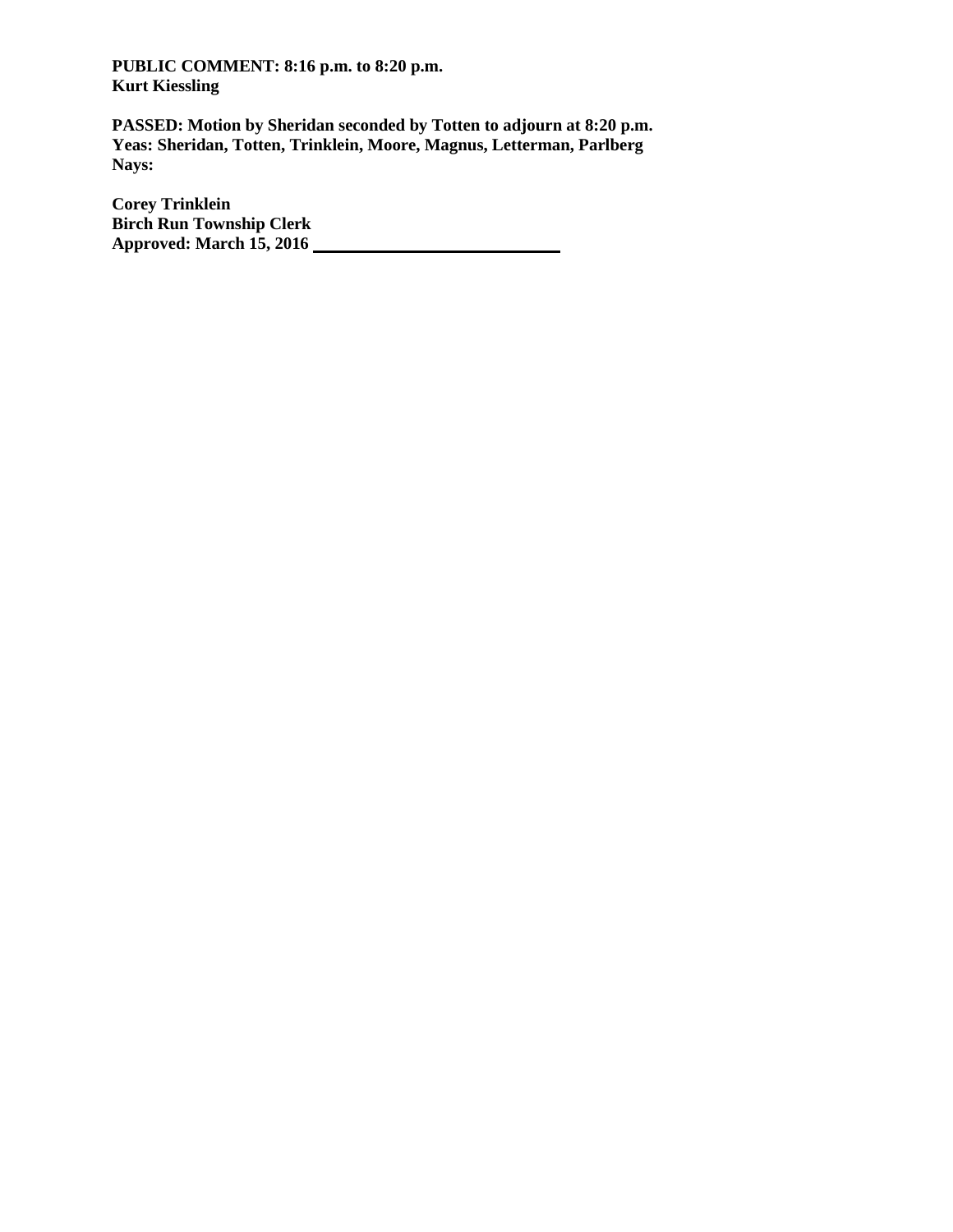**PUBLIC COMMENT: 8:16 p.m. to 8:20 p.m.**
**Kurt Kiessling**

**PASSED: Motion by Sheridan seconded by Totten to adjourn at 8:20 p.m.**
**Yeas: Sheridan, Totten, Trinklein, Moore, Magnus, Letterman, Parlberg**
**Nays:**

**Corey Trinklein**
**Birch Run Township Clerk**
**Approved: March 15, 2016 ____________________________**